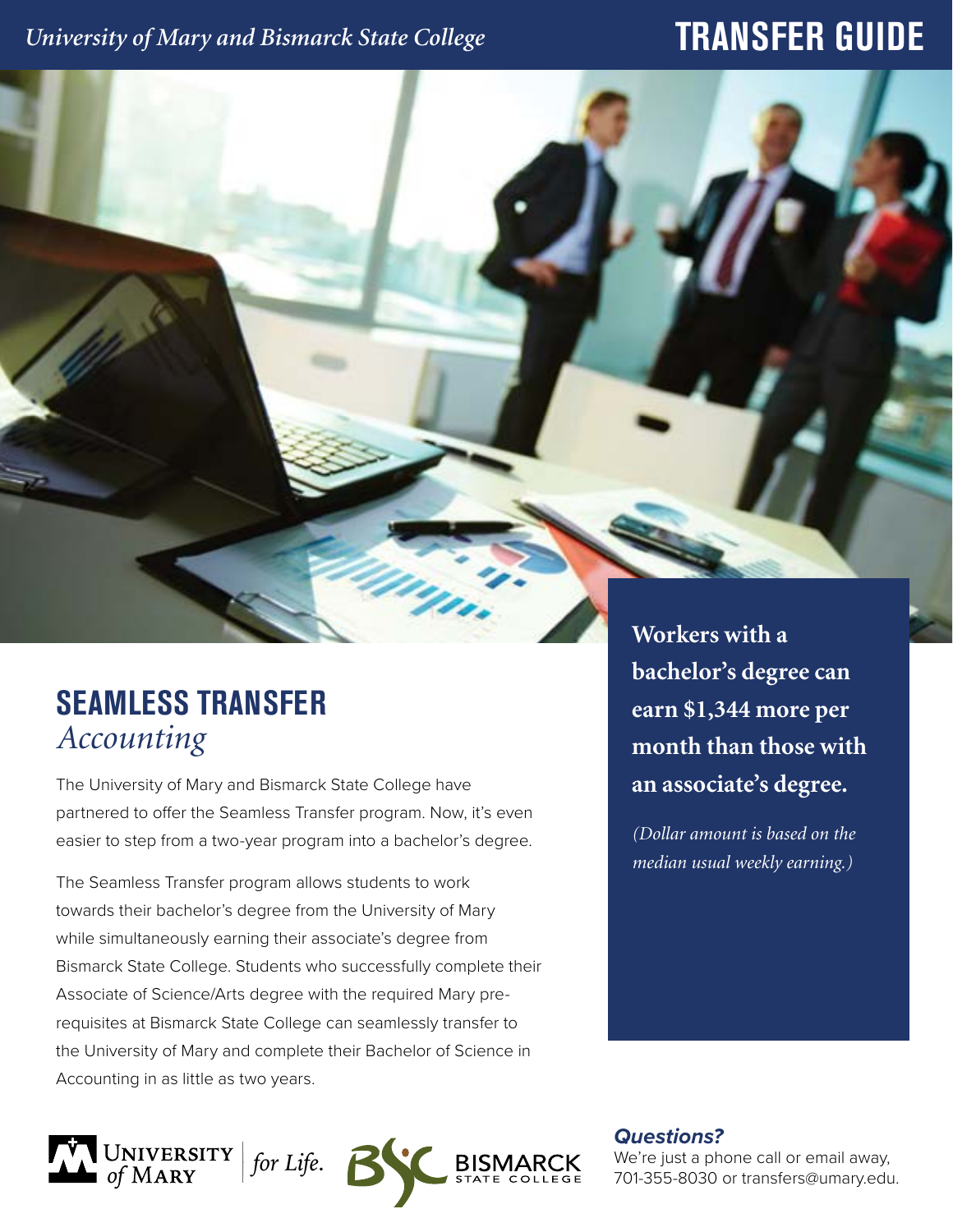*University of Mary and Bismarck State College*

# TRANSFER GUIDE

## SEAMLESS TRANSFER
*Accounting*

The University of Mary and Bismarck State College have partnered to offer the Seamless Transfer program. Now, it's even easier to step from a two-year program into a bachelor's degree.

The Seamless Transfer program allows students to work towards their bachelor's degree from the University of Mary while simultaneously earning their associate's degree from Bismarck State College. Students who successfully complete their Associate of Science/Arts degree with the required Mary pre-requisites at Bismarck State College can seamlessly transfer to the University of Mary and complete their Bachelor of Science in Accounting in as little as two years.

**Workers with a bachelor's degree can earn $1,344 more per month than those with an associate's degree.**

*(Dollar amount is based on the median usual weekly earning.)*

UNIVERSITY of MARY | *for Life.*

BISMARCK STATE COLLEGE

***Questions?***

We're just a phone call or email away, 701-355-8030 or transfers@umary.edu.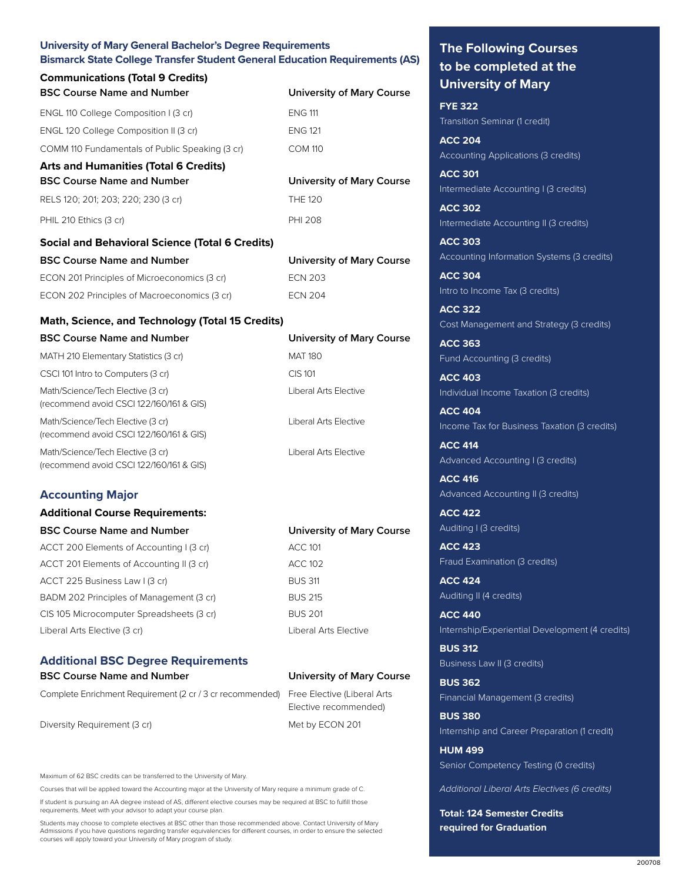## University of Mary General Bachelor's Degree Requirements
## Bismarck State College Transfer Student General Education Requirements (AS)

### Communications (Total 9 Credits)

| BSC Course Name and Number | University of Mary Course |
|---|---|
| ENGL 110 College Composition I (3 cr) | ENG 111 |
| ENGL 120 College Composition II (3 cr) | ENG 121 |
| COMM 110 Fundamentals of Public Speaking (3 cr) | COM 110 |

### Arts and Humanities (Total 6 Credits)

| BSC Course Name and Number | University of Mary Course |
|---|---|
| RELS 120; 201; 203; 220; 230 (3 cr) | THE 120 |
| PHIL 210 Ethics (3 cr) | PHI 208 |

### Social and Behavioral Science (Total 6 Credits)

| BSC Course Name and Number | University of Mary Course |
|---|---|
| ECON 201 Principles of Microeconomics (3 cr) | ECN 203 |
| ECON 202 Principles of Macroeconomics (3 cr) | ECN 204 |

### Math, Science, and Technology (Total 15 Credits)

| BSC Course Name and Number | University of Mary Course |
|---|---|
| MATH 210 Elementary Statistics (3 cr) | MAT 180 |
| CSCI 101 Intro to Computers (3 cr) | CIS 101 |
| Math/Science/Tech Elective (3 cr) (recommend avoid CSCI 122/160/161 & GIS) | Liberal Arts Elective |
| Math/Science/Tech Elective (3 cr) (recommend avoid CSCI 122/160/161 & GIS) | Liberal Arts Elective |
| Math/Science/Tech Elective (3 cr) (recommend avoid CSCI 122/160/161 & GIS) | Liberal Arts Elective |

## Accounting Major

### Additional Course Requirements:

| BSC Course Name and Number | University of Mary Course |
|---|---|
| ACCT 200 Elements of Accounting I (3 cr) | ACC 101 |
| ACCT 201 Elements of Accounting II (3 cr) | ACC 102 |
| ACCT 225 Business Law I (3 cr) | BUS 311 |
| BADM 202 Principles of Management (3 cr) | BUS 215 |
| CIS 105 Microcomputer Spreadsheets (3 cr) | BUS 201 |
| Liberal Arts Elective (3 cr) | Liberal Arts Elective |

## Additional BSC Degree Requirements

| BSC Course Name and Number | University of Mary Course |
|---|---|
| Complete Enrichment Requirement (2 cr / 3 cr recommended) | Free Elective (Liberal Arts Elective recommended) |
| Diversity Requirement (3 cr) | Met by ECON 201 |

Maximum of 62 BSC credits can be transferred to the University of Mary.

Courses that will be applied toward the Accounting major at the University of Mary require a minimum grade of C.

If student is pursuing an AA degree instead of AS, different elective courses may be required at BSC to fulfill those requirements. Meet with your advisor to adapt your course plan.

Students may choose to complete electives at BSC other than those recommended above. Contact University of Mary Admissions if you have questions regarding transfer equivalencies for different courses, in order to ensure the selected courses will apply toward your University of Mary program of study.

## The Following Courses to be completed at the University of Mary

**FYE 322**
Transition Seminar (1 credit)

**ACC 204**
Accounting Applications (3 credits)

**ACC 301**
Intermediate Accounting I (3 credits)

**ACC 302**
Intermediate Accounting II (3 credits)

**ACC 303**
Accounting Information Systems (3 credits)

**ACC 304**
Intro to Income Tax (3 credits)

**ACC 322**
Cost Management and Strategy (3 credits)

**ACC 363**
Fund Accounting (3 credits)

**ACC 403**
Individual Income Taxation (3 credits)

**ACC 404**
Income Tax for Business Taxation (3 credits)

**ACC 414**
Advanced Accounting I (3 credits)

**ACC 416**
Advanced Accounting II (3 credits)

**ACC 422**
Auditing I (3 credits)

**ACC 423**
Fraud Examination (3 credits)

**ACC 424**
Auditing II (4 credits)

**ACC 440**
Internship/Experiential Development (4 credits)

**BUS 312**
Business Law II (3 credits)

**BUS 362**
Financial Management (3 credits)

**BUS 380**
Internship and Career Preparation (1 credit)

**HUM 499**
Senior Competency Testing (0 credits)

*Additional Liberal Arts Electives (6 credits)*

**Total: 124 Semester Credits required for Graduation**

200708